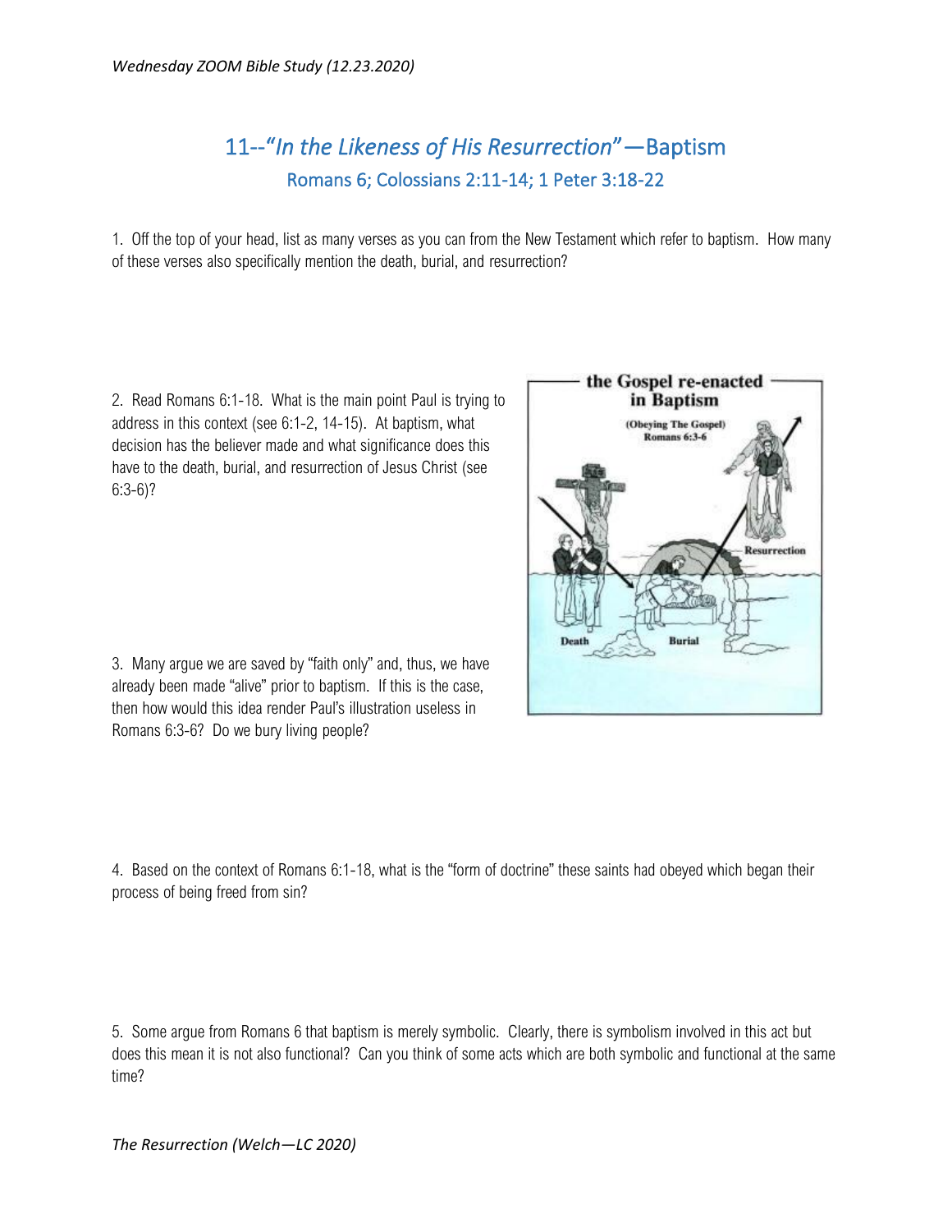# 11--"*In the Likeness of His Resurrection*"—Baptism

## Romans 6; Colossians 2:11-14; 1 Peter 3:18-22

1. Off the top of your head, list as many verses as you can from the New Testament which refer to baptism. How many of these verses also specifically mention the death, burial, and resurrection?

2. Read Romans 6:1-18. What is the main point Paul is trying to address in this context (see 6:1-2, 14-15). At baptism, what decision has the believer made and what significance does this have to the death, burial, and resurrection of Jesus Christ (see 6:3-6)?

3. Many argue we are saved by "faith only" and, thus, we have already been made "alive" prior to baptism. If this is the case, then how would this idea render Paul's illustration useless in Romans 6:3-6? Do we bury living people?

4. Based on the context of Romans 6:1-18, what is the "form of doctrine" these saints had obeyed which began their process of being freed from sin?

5. Some argue from Romans 6 that baptism is merely symbolic. Clearly, there is symbolism involved in this act but does this mean it is not also functional? Can you think of some acts which are both symbolic and functional at the same time?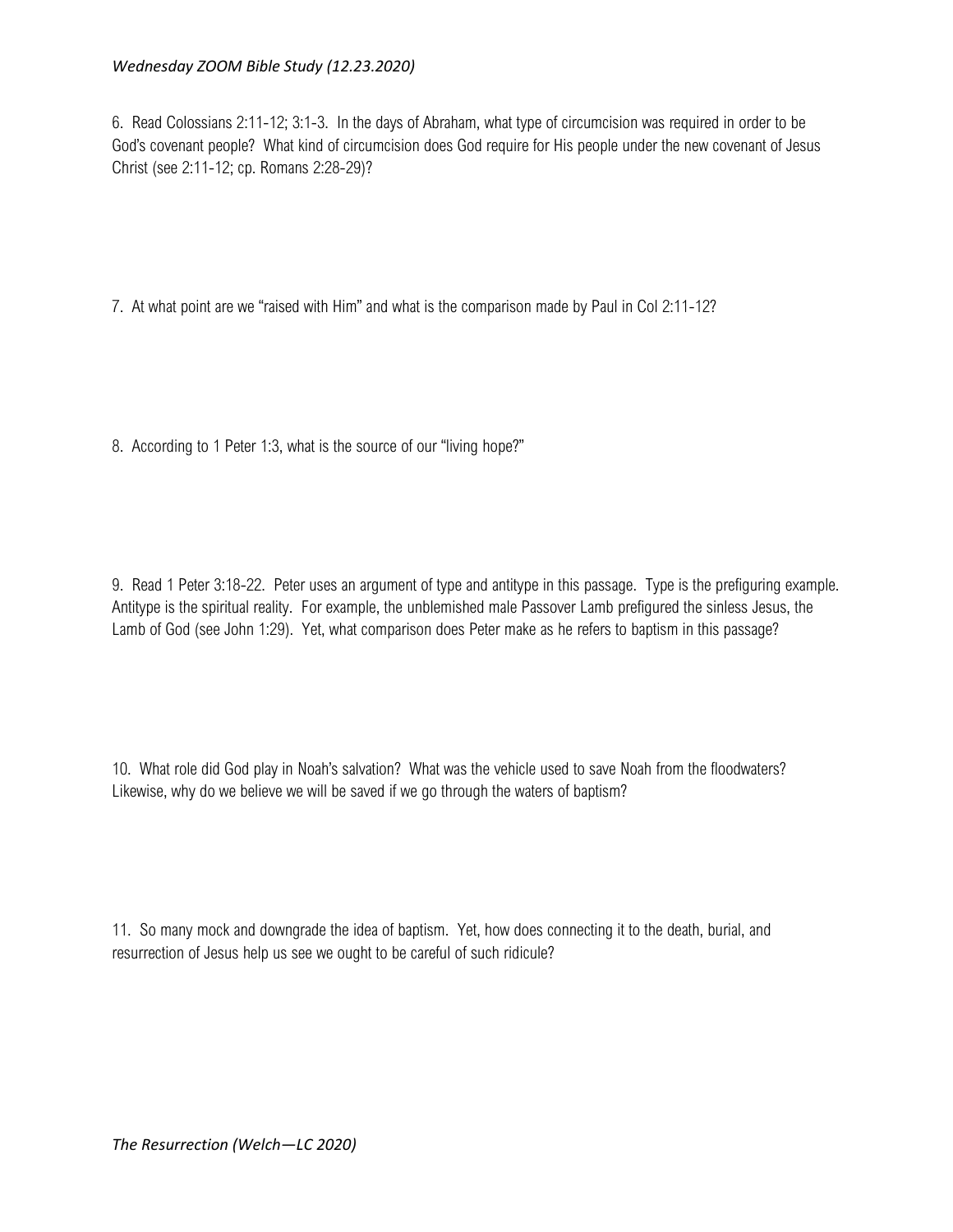6. Read Colossians 2:11-12; 3:1-3. In the days of Abraham, what type of circumcision was required in order to be God's covenant people? What kind of circumcision does God require for His people under the new covenant of Jesus Christ (see 2:11-12; cp. Romans 2:28-29)?

7. At what point are we "raised with Him" and what is the comparison made by Paul in Col 2:11-12?

8. According to 1 Peter 1:3, what is the source of our "living hope?"

9. Read 1 Peter 3:18-22. Peter uses an argument of type and antitype in this passage. Type is the prefiguring example. Antitype is the spiritual reality. For example, the unblemished male Passover Lamb prefigured the sinless Jesus, the Lamb of God (see John 1:29). Yet, what comparison does Peter make as he refers to baptism in this passage?

10. What role did God play in Noah's salvation? What was the vehicle used to save Noah from the floodwaters? Likewise, why do we believe we will be saved if we go through the waters of baptism?

11. So many mock and downgrade the idea of baptism. Yet, how does connecting it to the death, burial, and resurrection of Jesus help us see we ought to be careful of such ridicule?